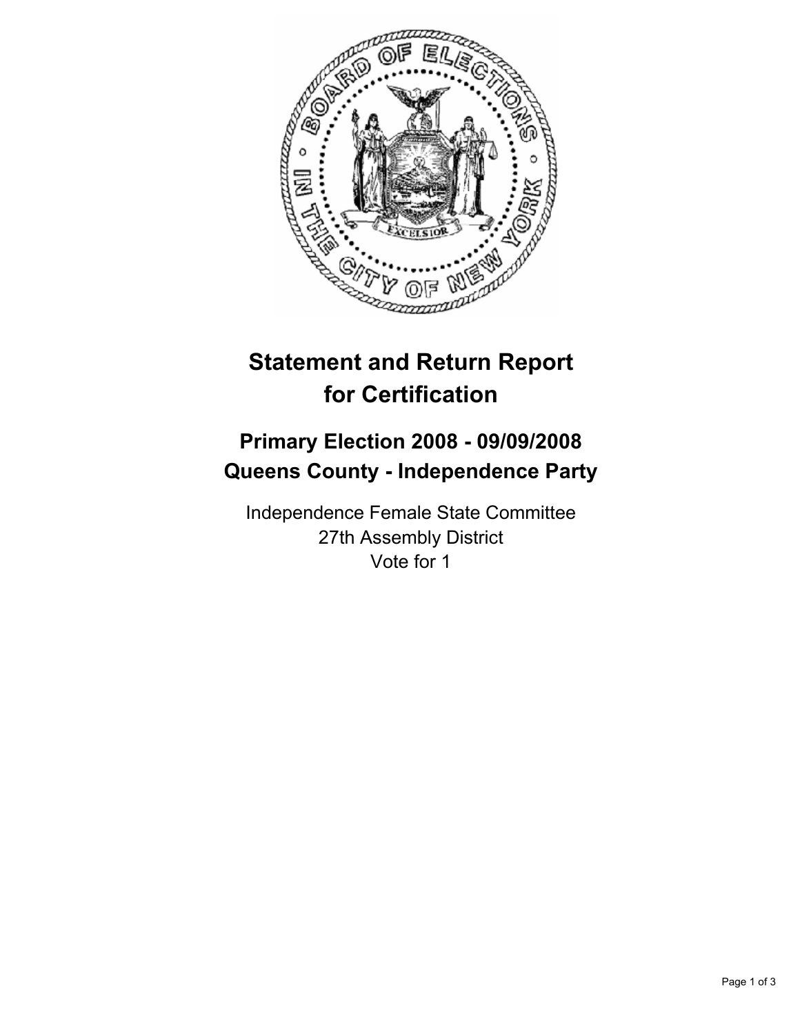# Statement and Return Report for Certification

## Primary Election 2008 - 09/09/2008
## Queens County - Independence Party

Independence Female State Committee
27th Assembly District
Vote for 1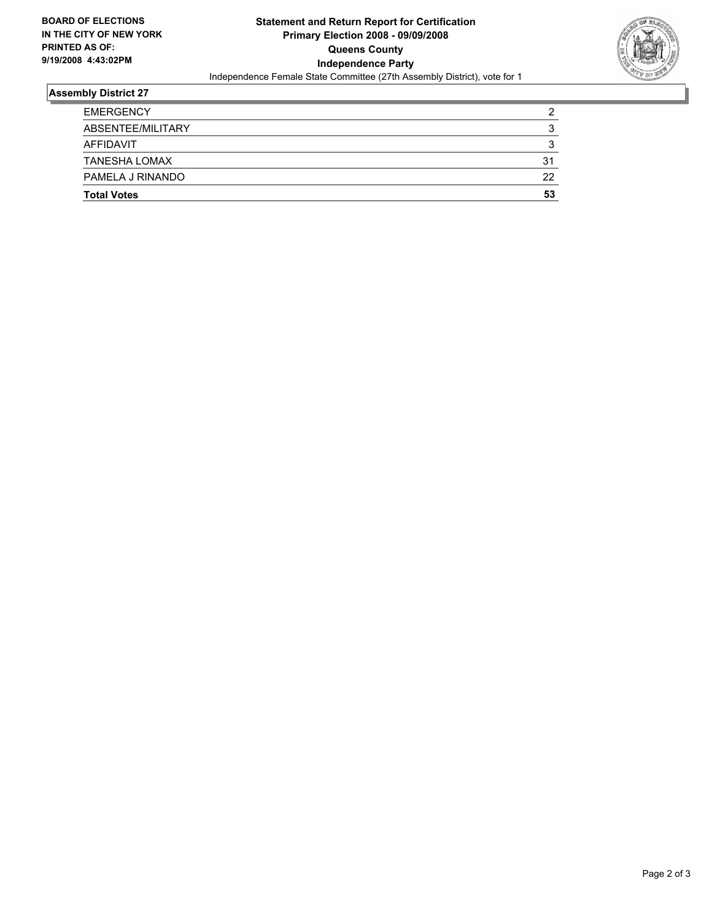**BOARD OF ELECTIONS IN THE CITY OF NEW YORK PRINTED AS OF: 9/19/2008 4:43:02PM**

**Statement and Return Report for Certification**
**Primary Election 2008 - 09/09/2008**
**Queens County**
**Independence Party**
Independence Female State Committee (27th Assembly District), vote for 1

## Assembly District 27

| | |
|---|---|
| EMERGENCY | 2 |
| ABSENTEE/MILITARY | 3 |
| AFFIDAVIT | 3 |
| TANESHA LOMAX | 31 |
| PAMELA J RINANDO | 22 |
| **Total Votes** | **53** |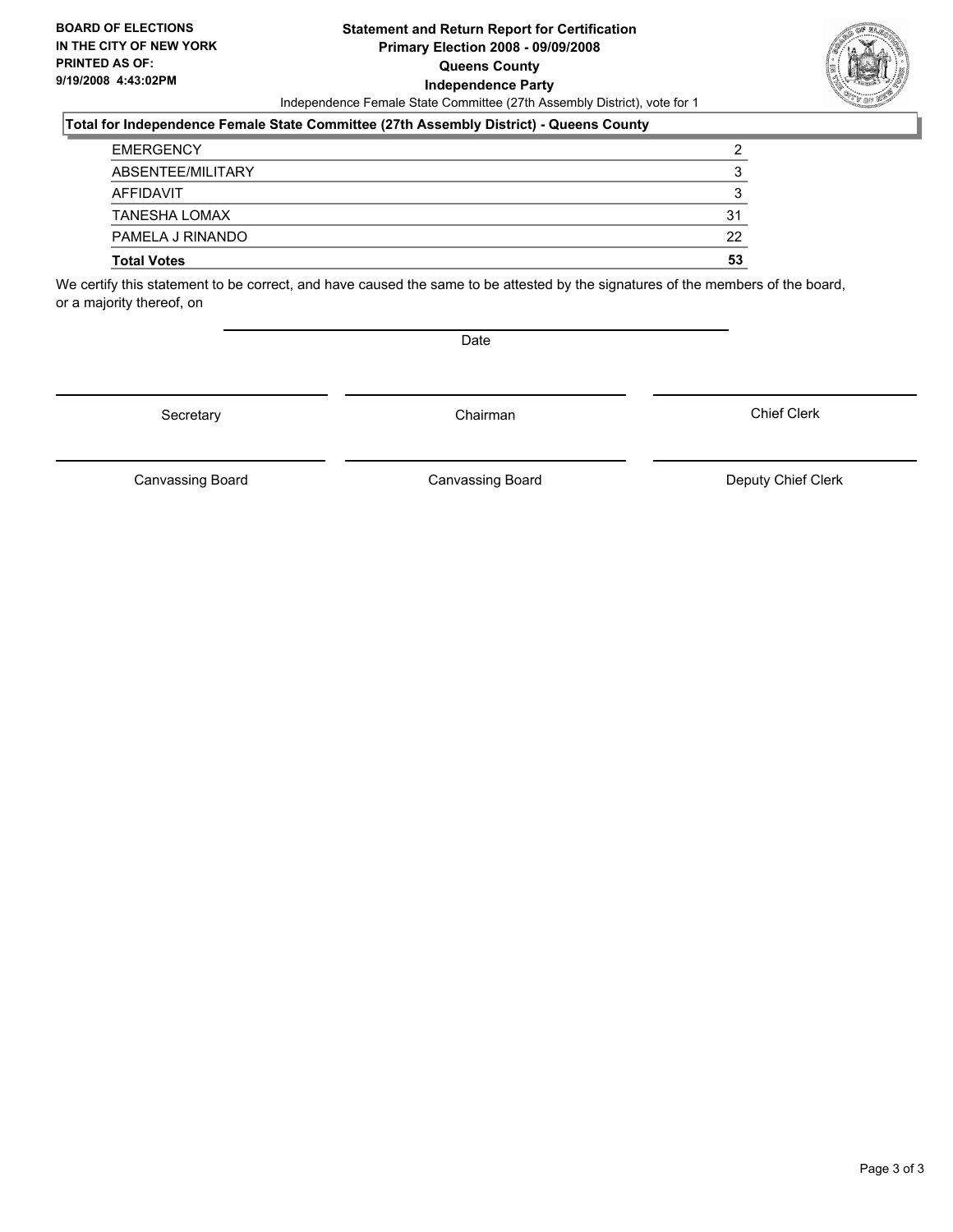**BOARD OF ELECTIONS IN THE CITY OF NEW YORK PRINTED AS OF: 9/19/2008 4:43:02PM**

**Statement and Return Report for Certification**
**Primary Election 2008 - 09/09/2008**
**Queens County**
**Independence Party**

Independence Female State Committee (27th Assembly District), vote for 1

**Total for Independence Female State Committee (27th Assembly District) - Queens County**

| | |
|---|---|
| EMERGENCY | 2 |
| ABSENTEE/MILITARY | 3 |
| AFFIDAVIT | 3 |
| TANESHA LOMAX | 31 |
| PAMELA J RINANDO | 22 |
| **Total Votes** | **53** |

We certify this statement to be correct, and have caused the same to be attested by the signatures of the members of the board, or a majority thereof, on

Date

Secretary | Chairman | Chief Clerk

Canvassing Board | Canvassing Board | Deputy Chief Clerk